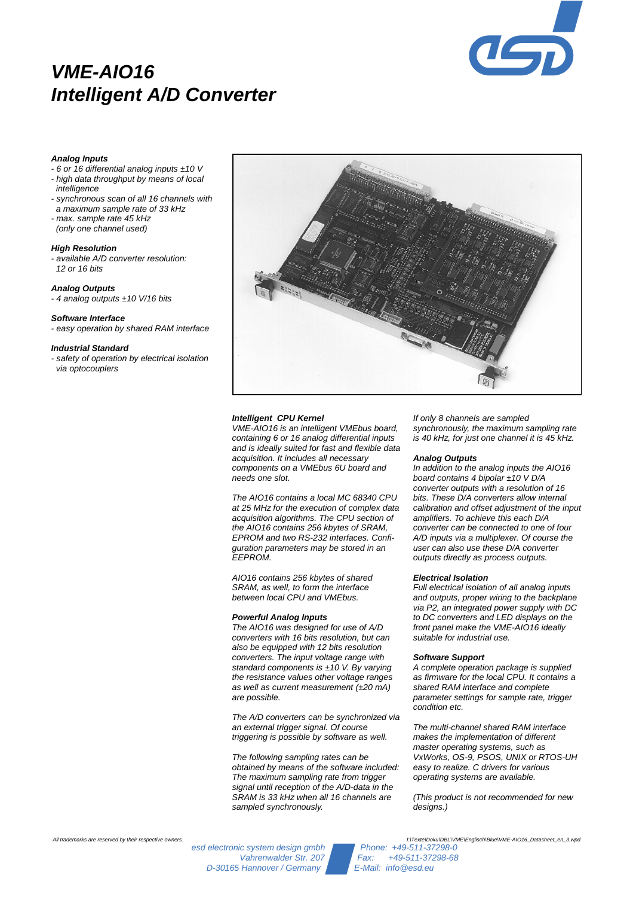# *VME-AIO16*
# *Intelligent A/D Converter*

***Analog Inputs***
- *6 or 16 differential analog inputs ±10 V*
- *high data throughput by means of local intelligence*
- *synchronous scan of all 16 channels with a maximum sample rate of 33 kHz*
- *max. sample rate 45 kHz (only one channel used)*

***High Resolution***
- *available A/D converter resolution: 12 or 16 bits*

***Analog Outputs***
- *4 analog outputs ±10 V/16 bits*

***Software Interface***
- *easy operation by shared RAM interface*

***Industrial Standard***
- *safety of operation by electrical isolation via optocouplers*

***Intelligent CPU Kernel***

*VME-AIO16 is an intelligent VMEbus board, containing 6 or 16 analog differential inputs and is ideally suited for fast and flexible data acquisition. It includes all necessary components on a VMEbus 6U board and needs one slot.*

*The AIO16 contains a local MC 68340 CPU at 25 MHz for the execution of complex data acquisition algorithms. The CPU section of the AIO16 contains 256 kbytes of SRAM, EPROM and two RS-232 interfaces. Configuration parameters may be stored in an EEPROM.*

*AIO16 contains 256 kbytes of shared SRAM, as well, to form the interface between local CPU and VMEbus.*

***Powerful Analog Inputs***

*The AIO16 was designed for use of A/D converters with 16 bits resolution, but can also be equipped with 12 bits resolution converters. The input voltage range with standard components is ±10 V. By varying the resistance values other voltage ranges as well as current measurement (±20 mA) are possible.*

*The A/D converters can be synchronized via an external trigger signal. Of course triggering is possible by software as well.*

*The following sampling rates can be obtained by means of the software included: The maximum sampling rate from trigger signal until reception of the A/D-data in the SRAM is 33 kHz when all 16 channels are sampled synchronously.*

*If only 8 channels are sampled synchronously, the maximum sampling rate is 40 kHz, for just one channel it is 45 kHz.*

***Analog Outputs***

*In addition to the analog inputs the AIO16 board contains 4 bipolar ±10 V D/A converter outputs with a resolution of 16 bits. These D/A converters allow internal calibration and offset adjustment of the input amplifiers. To achieve this each D/A converter can be connected to one of four A/D inputs via a multiplexer. Of course the user can also use these D/A converter outputs directly as process outputs.*

***Electrical Isolation***

*Full electrical isolation of all analog inputs and outputs, proper wiring to the backplane via P2, an integrated power supply with DC to DC converters and LED displays on the front panel make the VME-AIO16 ideally suitable for industrial use.*

***Software Support***

*A complete operation package is supplied as firmware for the local CPU. It contains a shared RAM interface and complete parameter settings for sample rate, trigger condition etc.*

*The multi-channel shared RAM interface makes the implementation of different master operating systems, such as VxWorks, OS-9, PSOS, UNIX or RTOS-UH easy to realize. C drivers for various operating systems are available.*

*(This product is not recommended for new designs.)*

*All trademarks are reserved by their respective owners.*

*esd electronic system design gmbh*
*Vahrenwalder Str. 207*
*D-30165 Hannover / Germany*

*Phone: +49-511-37298-0*
*Fax: +49-511-37298-68*
*E-Mail: info@esd.eu*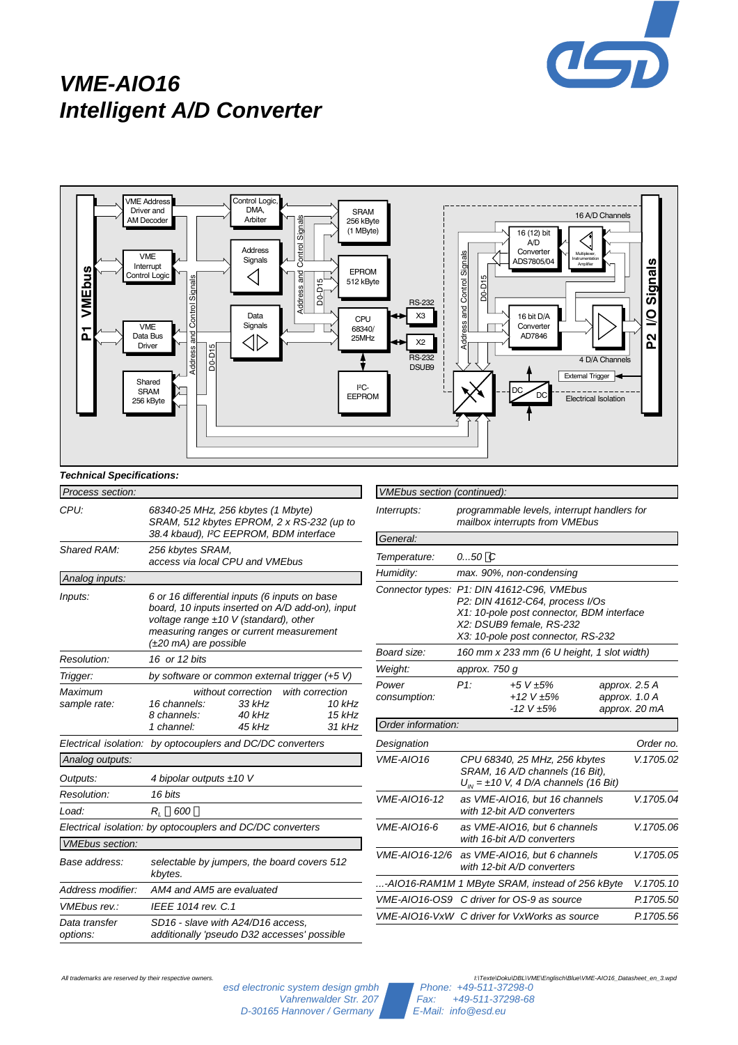# VME-AIO16
# Intelligent A/D Converter

**Technical Specifications:**

| Process section: | |
|---|---|
| CPU: | 68340-25 MHz, 256 kbytes (1 Mbyte) SRAM, 512 kbytes EPROM, 2 x RS-232 (up to 38.4 kbaud), I²C EEPROM, BDM interface |
| Shared RAM: | 256 kbytes SRAM, access via local CPU and VMEbus |

| Analog inputs: | | | |
|---|---|---|---|
| Inputs: | 6 or 16 differential inputs (6 inputs on base board, 10 inputs inserted on A/D add-on), input voltage range ±10 V (standard), other measuring ranges or current measurement (±20 mA) are possible | | |
| Resolution: | 16 or 12 bits | | |
| Trigger: | by software or common external trigger (+5 V) | | |
| Maximum sample rate: | | without correction | with correction |
| | 16 channels: | 33 kHz | 10 kHz |
| | 8 channels: | 40 kHz | 15 kHz |
| | 1 channel: | 45 kHz | 31 kHz |
| Electrical isolation: | by optocouplers and DC/DC converters | | |

| Analog outputs: | |
|---|---|
| Outputs: | 4 bipolar outputs ±10 V |
| Resolution: | 16 bits |
| Load: | $R_L$ ≥ 600 Ω |
| Electrical isolation: | by optocouplers and DC/DC converters |

| VMEbus section: | |
|---|---|
| Base address: | selectable by jumpers, the board covers 512 kbytes. |
| Address modifier: | AM4 and AM5 are evaluated |
| VMEbus rev.: | IEEE 1014 rev. C.1 |
| Data transfer options: | SD16 - slave with A24/D16 access, additionally 'pseudo D32 accesses' possible |

| VMEbus section (continued): | |
|---|---|
| Interrupts: | programmable levels, interrupt handlers for mailbox interrupts from VMEbus |

| General: | | | |
|---|---|---|---|
| Temperature: | 0...50 °C | | |
| Humidity: | max. 90%, non-condensing | | |
| Connector types: | P1: DIN 41612-C96, VMEbus<br>P2: DIN 41612-C64, process I/Os<br>X1: 10-pole post connector, BDM interface<br>X2: DSUB9 female, RS-232<br>X3: 10-pole post connector, RS-232 | | |
| Board size: | 160 mm x 233 mm (6 U height, 1 slot width) | | |
| Weight: | approx. 750 g | | |
| Power consumption: | P1: | +5 V ±5% | approx. 2.5 A |
| | | +12 V ±5% | approx. 1.0 A |
| | | -12 V ±5% | approx. 20 mA |

| Order information: | | |
|---|---|---|
| Designation | | Order no. |
| VME-AIO16 | CPU 68340, 25 MHz, 256 kbytes SRAM, 16 A/D channels (16 Bit), $U_{IN}$ = ±10 V, 4 D/A channels (16 Bit) | V.1705.02 |
| VME-AIO16-12 | as VME-AIO16, but 16 channels with 12-bit A/D converters | V.1705.04 |
| VME-AIO16-6 | as VME-AIO16, but 6 channels with 16-bit A/D converters | V.1705.06 |
| VME-AIO16-12/6 | as VME-AIO16, but 6 channels with 12-bit A/D converters | V.1705.05 |
| ...-AIO16-RAM1M | 1 MByte SRAM, instead of 256 kByte | V.1705.10 |
| VME-AIO16-OS9 | C driver for OS-9 as source | P.1705.50 |
| VME-AIO16-VxW | C driver for VxWorks as source | P.1705.56 |

All trademarks are reserved by their respective owners.

esd electronic system design gmbh
Vahrenwalder Str. 207
D-30165 Hannover / Germany

Phone: +49-511-37298-0
Fax: +49-511-37298-68
E-Mail: info@esd.eu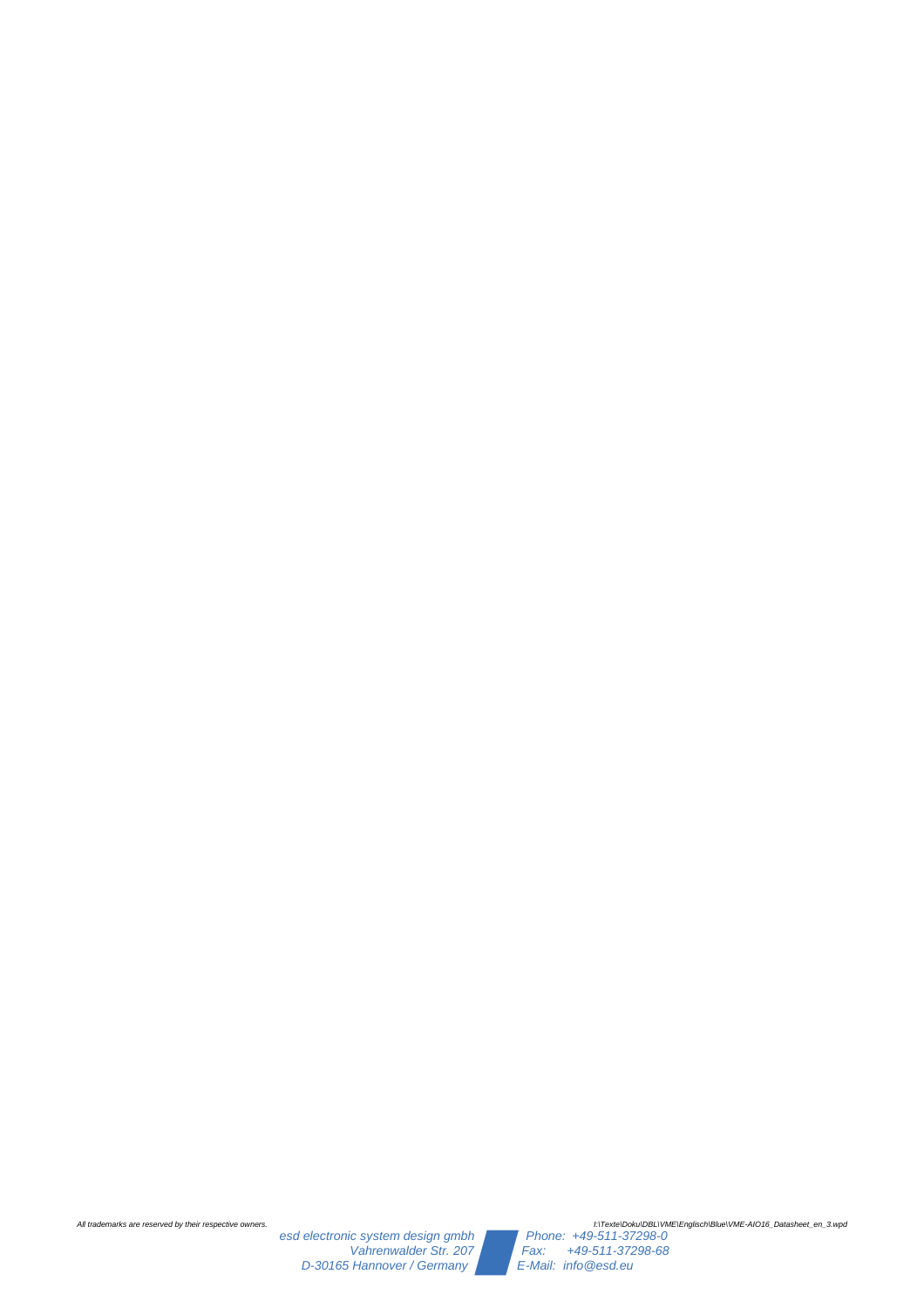All trademarks are reserved by their respective owners.

I:\Texte\Doku\DBL\VME\Englisch\Blue\VME-AIO16_Datasheet_en_3.wpd

*esd electronic system design gmbh*
*Vahrenwalder Str. 207*
*D-30165 Hannover / Germany*

*Phone: +49-511-37298-0*
*Fax: +49-511-37298-68*
*E-Mail: info@esd.eu*